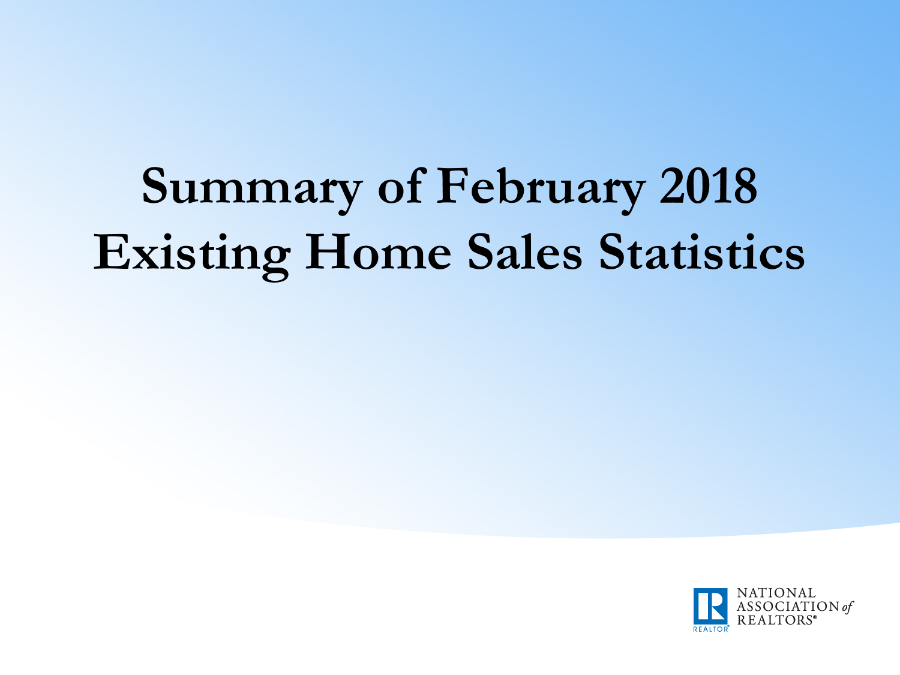# Summary of February 2018 Existing Home Sales Statistics

NATIONAL ASSOCIATION of REALTORS®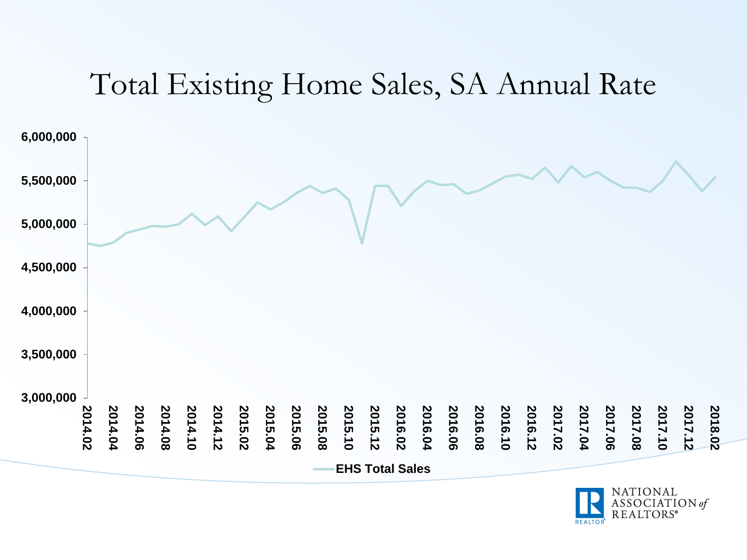# Total Existing Home Sales, SA Annual Rate

6,000,000
5,500,000
5,000,000
4,500,000
4,000,000
3,500,000
3,000,000

2014.02 2014.04 2014.06 2014.08 2014.10 2014.12 2015.02 2015.04 2015.06 2015.08 2015.10 2015.12 2016.02 2016.04 2016.06 2016.08 2016.10 2016.12 2017.02 2017.04 2017.06 2017.08 2017.10 2017.12 2018.02

**EHS Total Sales**

NATIONAL ASSOCIATION *of* REALTORS®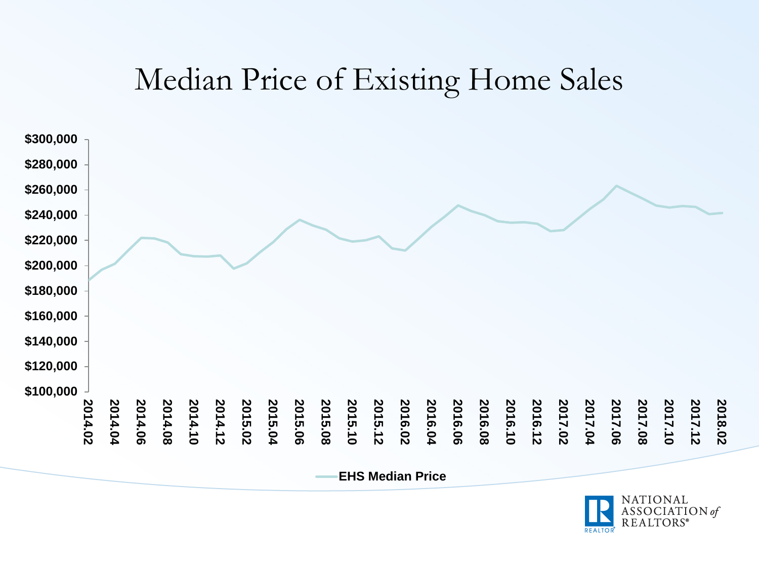# Median Price of Existing Home Sales

$300,000
$280,000
$260,000
$240,000
$220,000
$200,000
$180,000
$160,000
$140,000
$120,000
$100,000

2014.02 2014.04 2014.06 2014.08 2014.10 2014.12 2015.02 2015.04 2015.06 2015.08 2015.10 2015.12 2016.02 2016.04 2016.06 2016.08 2016.10 2016.12 2017.02 2017.04 2017.06 2017.08 2017.10 2017.12 2018.02

**EHS Median Price**

NATIONAL ASSOCIATION *of* REALTORS®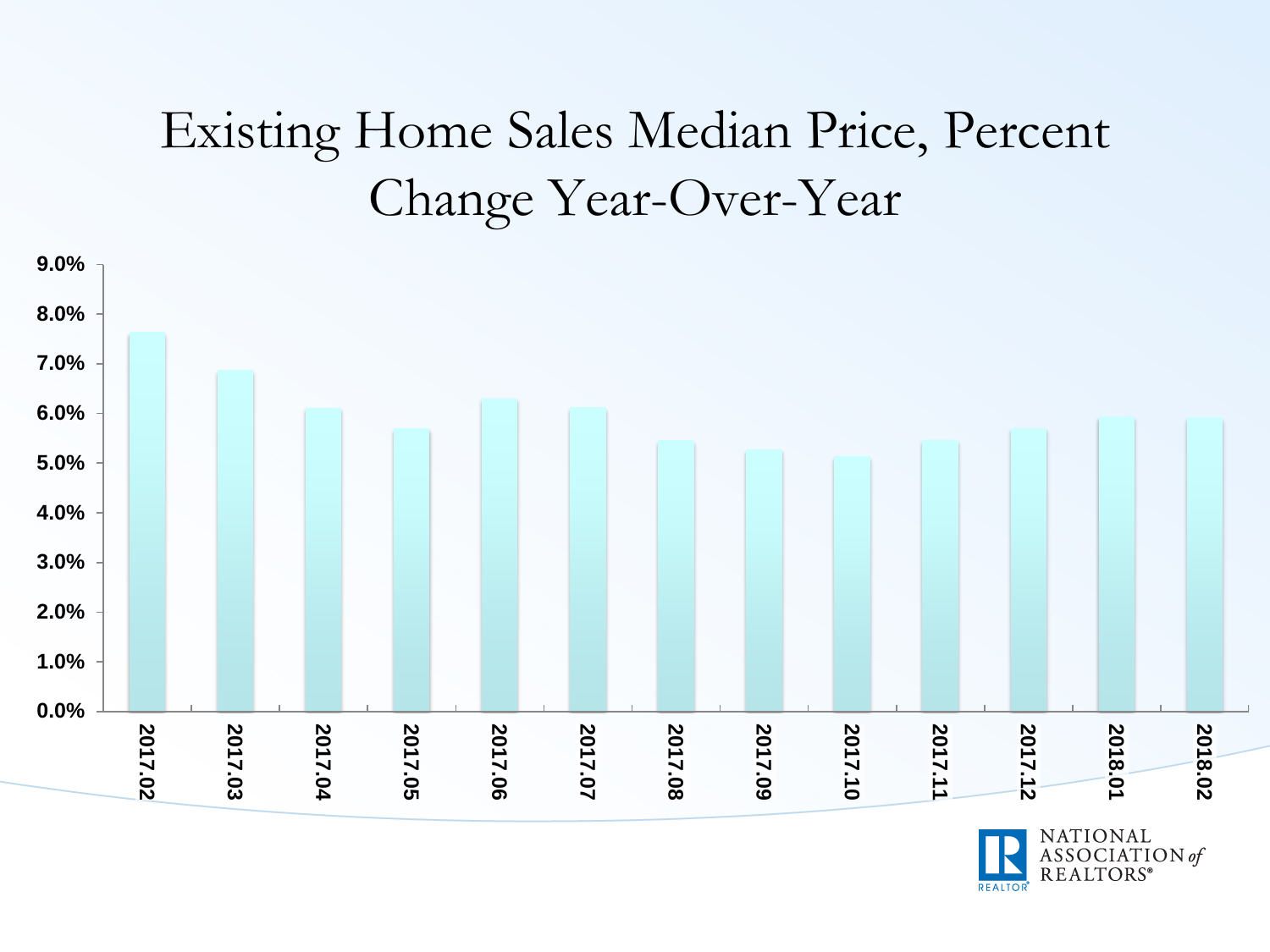# Existing Home Sales Median Price, Percent Change Year-Over-Year

9.0%
8.0%
7.0%
6.0%
5.0%
4.0%
3.0%
2.0%
1.0%
0.0%

2017.02 2017.03 2017.04 2017.05 2017.06 2017.07 2017.08 2017.09 2017.10 2017.11 2017.12 2018.01 2018.02

NATIONAL ASSOCIATION *of* REALTORS®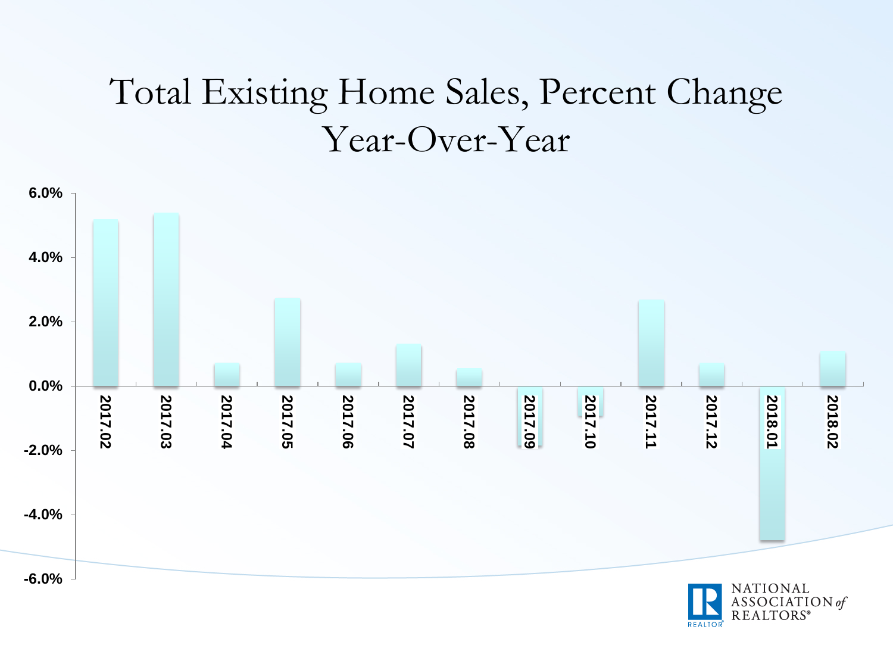# Total Existing Home Sales, Percent Change Year-Over-Year

6.0%
4.0%
2.0%
0.0%
-2.0%
-4.0%
-6.0%

2017.02 2017.03 2017.04 2017.05 2017.06 2017.07 2017.08 2017.09 2017.10 2017.11 2017.12 2018.01 2018.02

NATIONAL ASSOCIATION *of* REALTORS®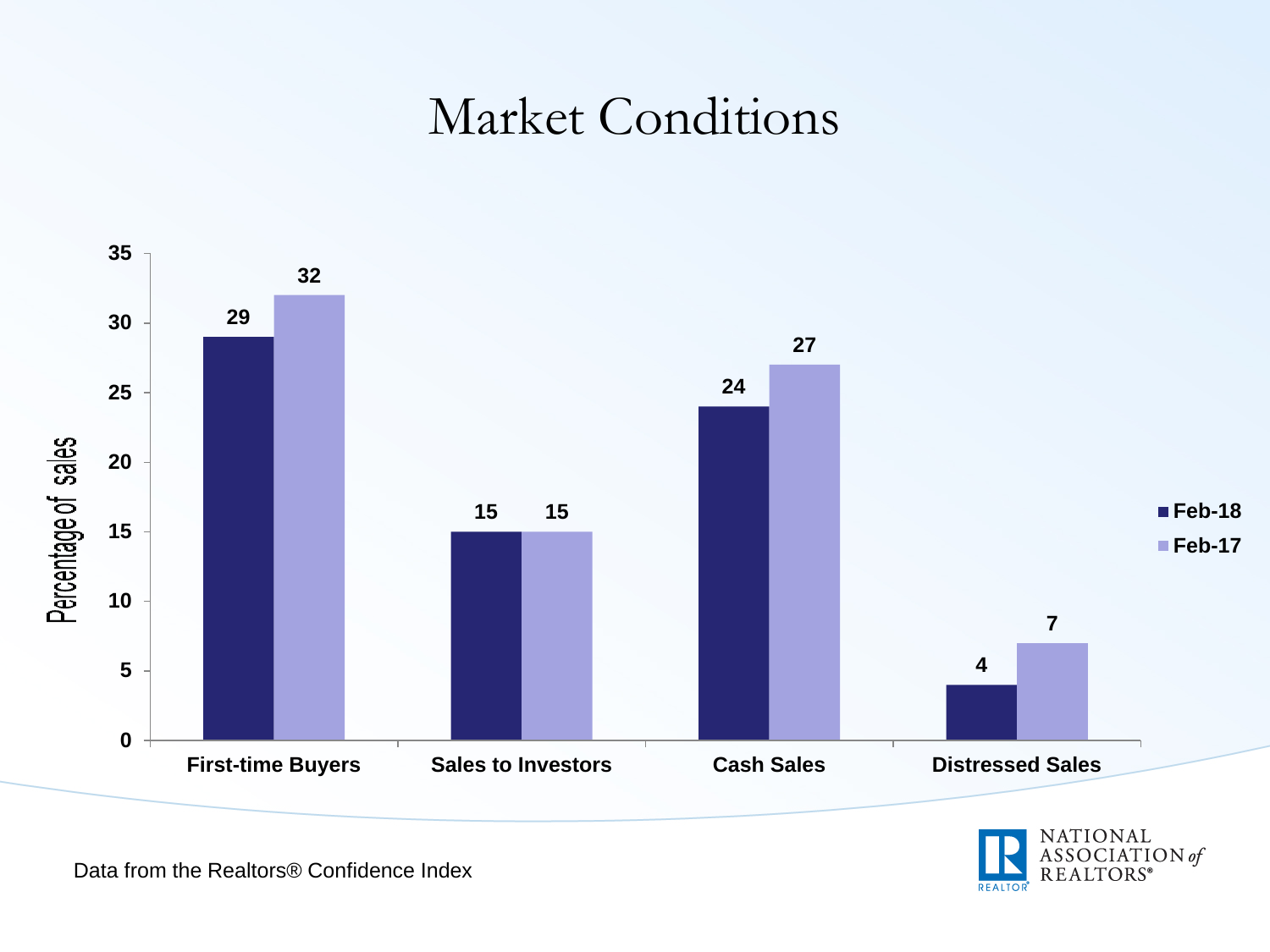# Market Conditions

| | Feb-18 | Feb-17 |
|---|---|---|
| First-time Buyers | 29 | 32 |
| Sales to Investors | 15 | 15 |
| Cash Sales | 24 | 27 |
| Distressed Sales | 4 | 7 |

Percentage of sales

Data from the Realtors® Confidence Index

NATIONAL ASSOCIATION of REALTORS®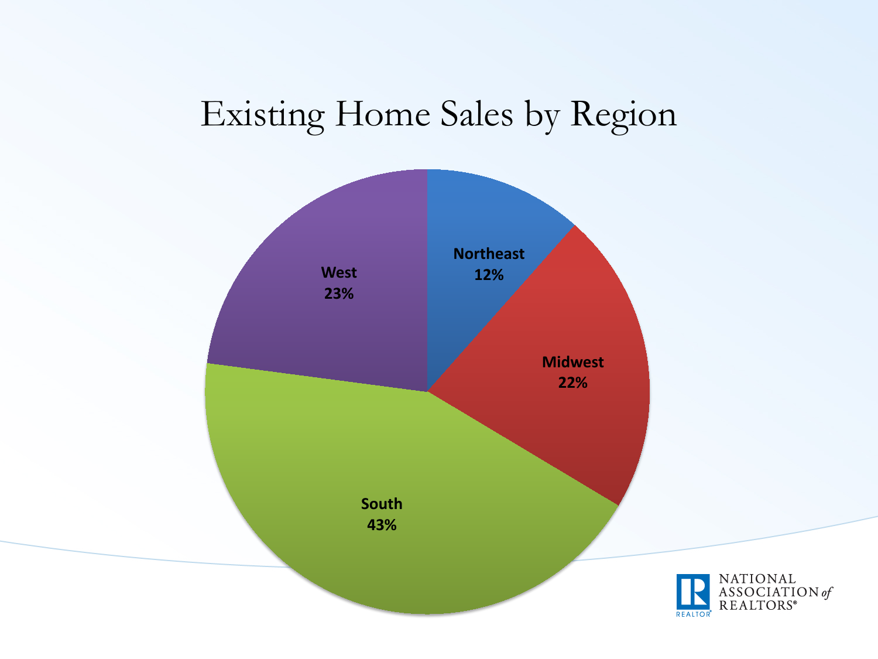# Existing Home Sales by Region

| Region | Share |
| --- | --- |
| Northeast | 12% |
| Midwest | 22% |
| South | 43% |
| West | 23% |

NATIONAL ASSOCIATION of REALTORS®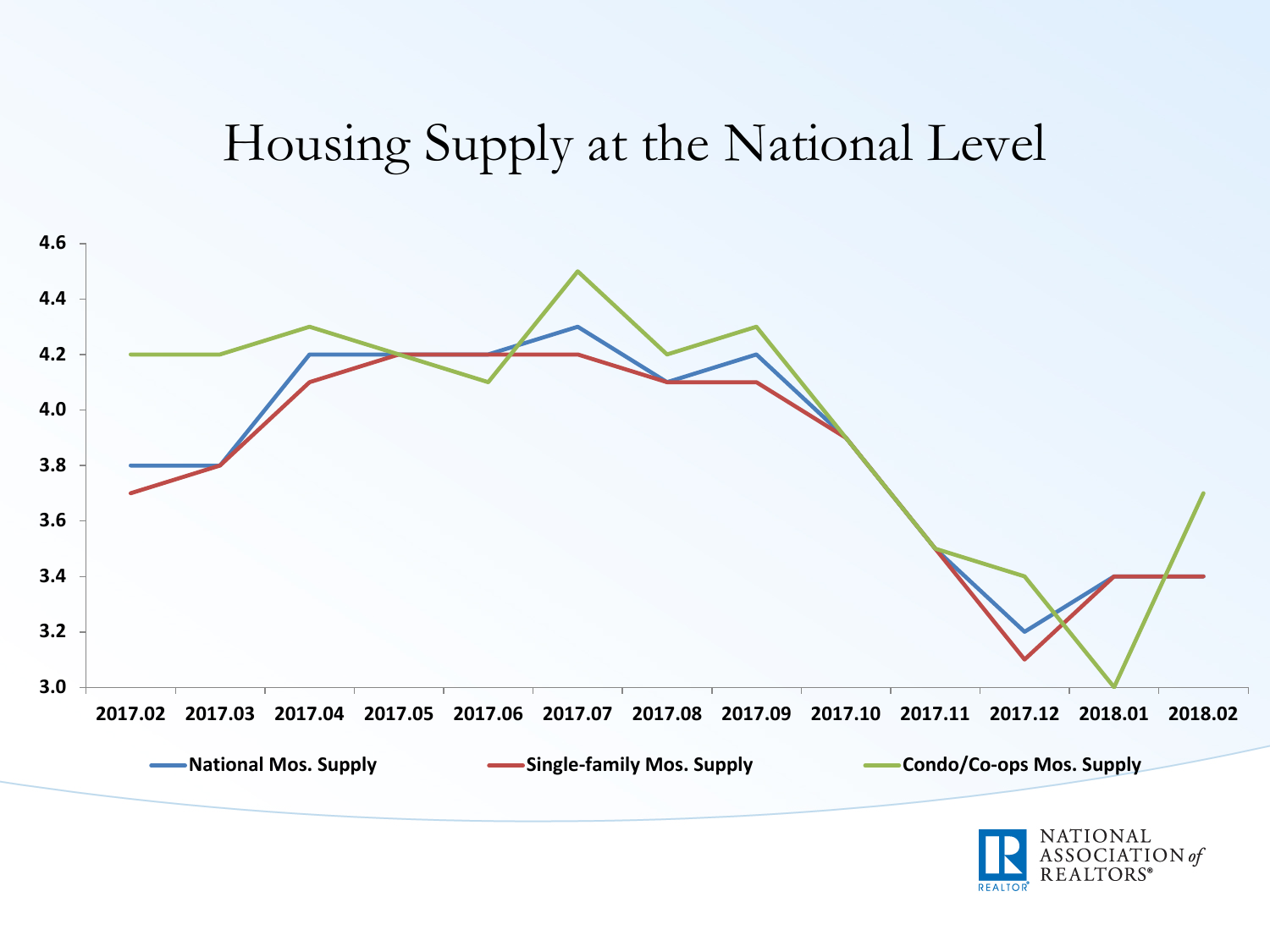# Housing Supply at the National Level

4.6
4.4
4.2
4.0
3.8
3.6
3.4
3.2
3.0

2017.02 2017.03 2017.04 2017.05 2017.06 2017.07 2017.08 2017.09 2017.10 2017.11 2017.12 2018.01 2018.02

National Mos. Supply    Single-family Mos. Supply    Condo/Co-ops Mos. Supply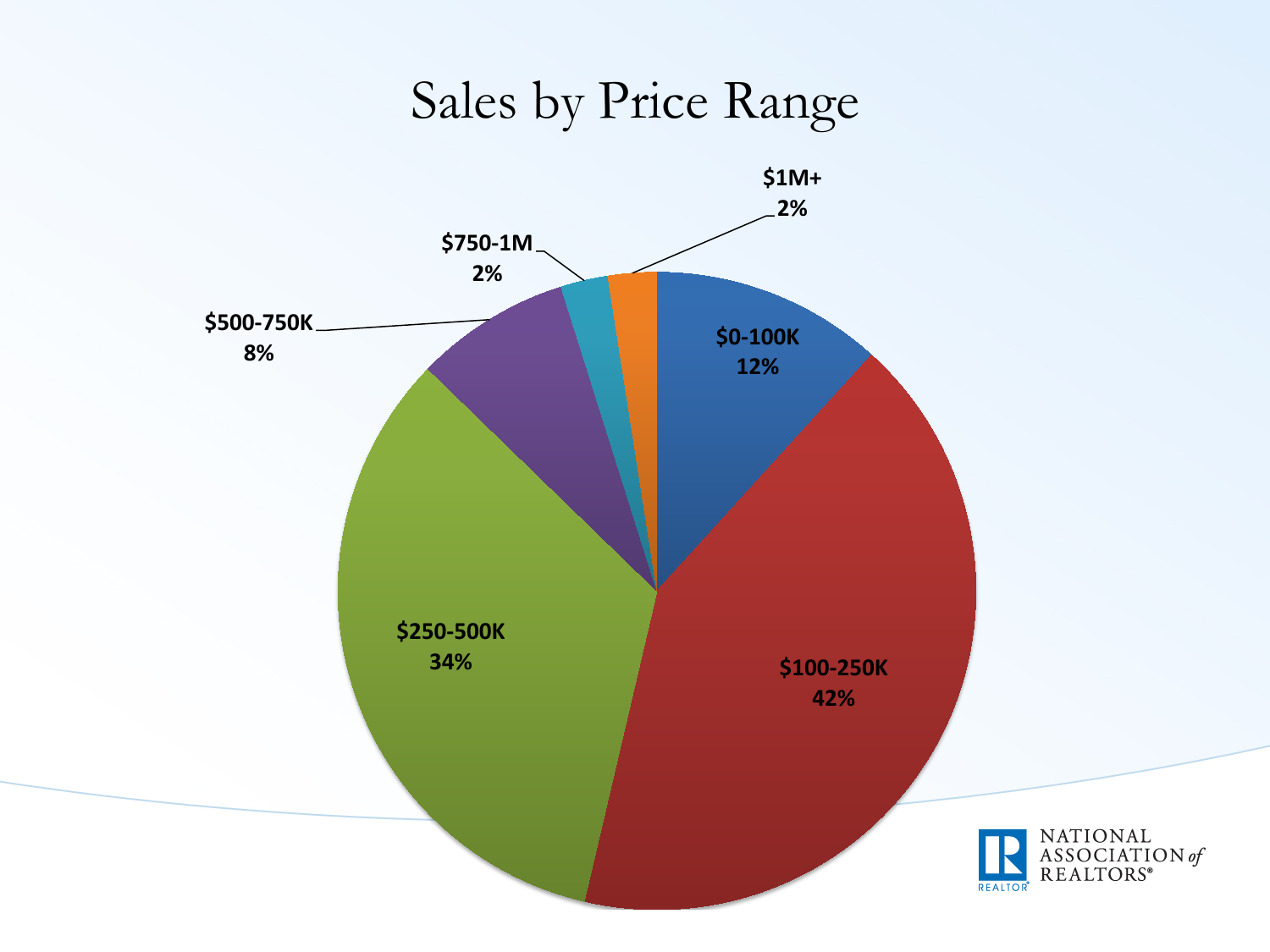# Sales by Price Range

| Price Range | Share |
|---|---|
| $0-100K | 12% |
| $100-250K | 42% |
| $250-500K | 34% |
| $500-750K | 8% |
| $750-1M | 2% |
| $1M+ | 2% |

NATIONAL ASSOCIATION of REALTORS®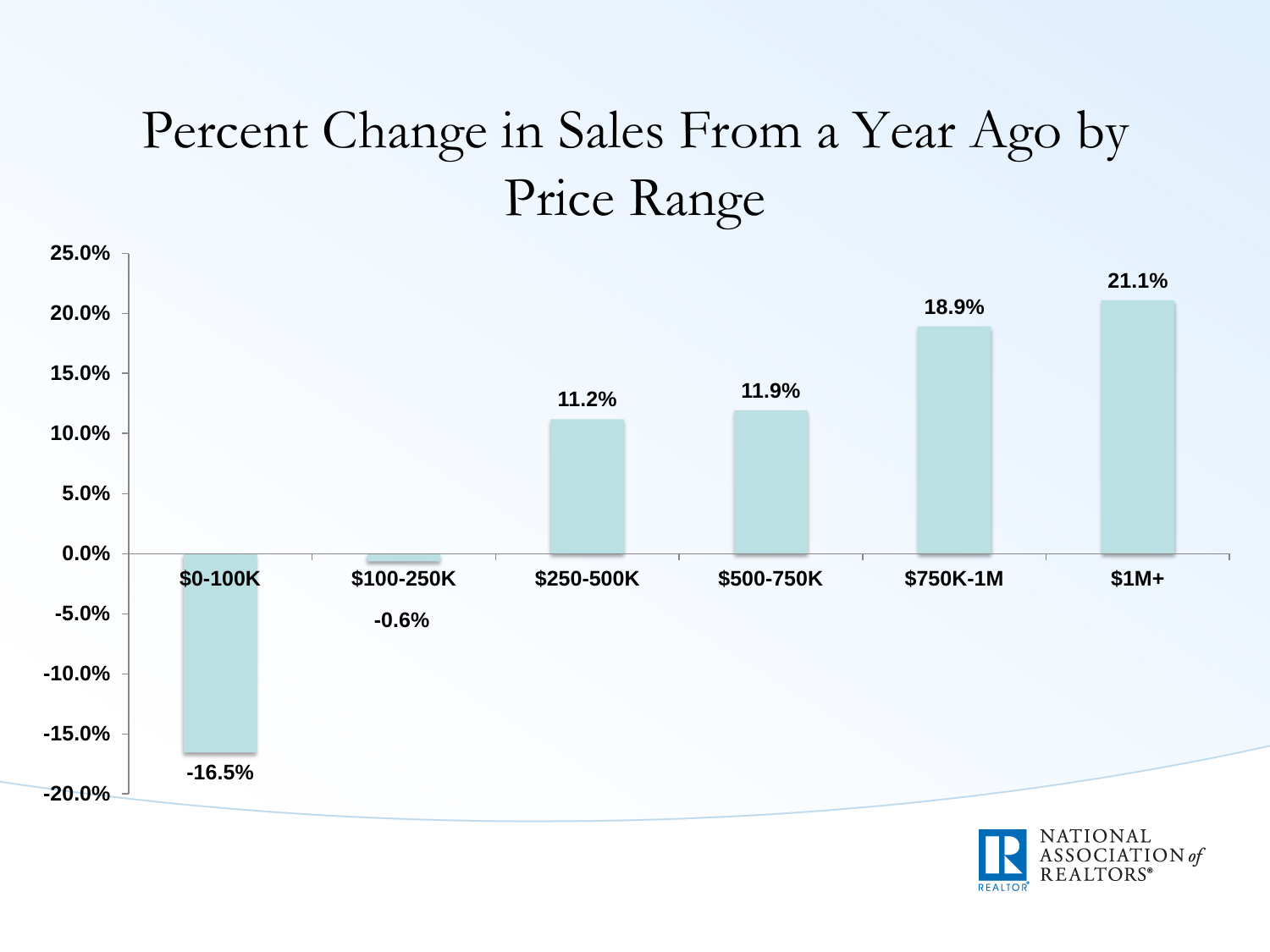# Percent Change in Sales From a Year Ago by Price Range

25.0%
20.0%
15.0%
10.0%
5.0%
0.0%
-5.0%
-10.0%
-15.0%
-20.0%

$0-100K
$100-250K
$250-500K
$500-750K
$750K-1M
$1M+

-16.5%
-0.6%
11.2%
11.9%
18.9%
21.1%

NATIONAL ASSOCIATION of REALTORS®